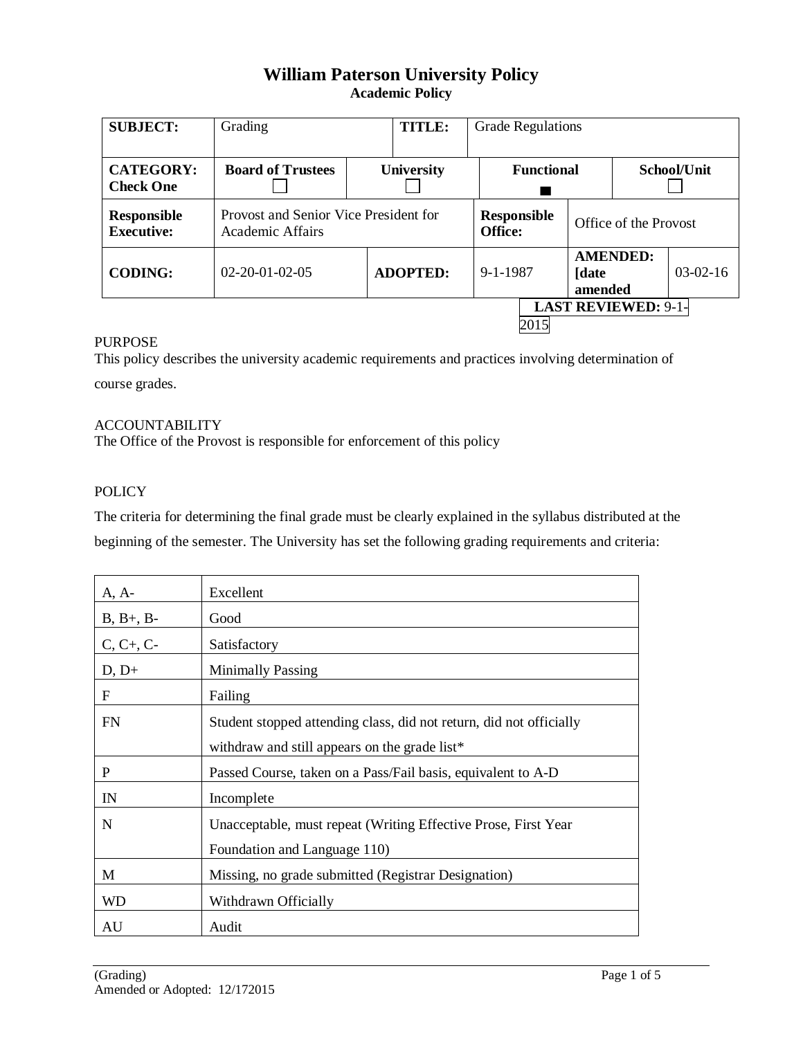# William Paterson University Policy

## Academic Policy

| SUBJECT: | Grading | | TITLE: | Grade Regulations | | |
|---|---|---|---|---|---|---|
| CATEGORY: Check One | Board of Trustees ☐ | University ☐ | | Functional ■ | | School/Unit ☐ |
| Responsible Executive: | Provost and Senior Vice President for Academic Affairs | | | Responsible Office: | Office of the Provost | |
| CODING: | 02-20-01-02-05 | ADOPTED: | | 9-1-1987 | AMENDED: [date amended | 03-02-16 |

**LAST REVIEWED:** 9-1-2015

PURPOSE
This policy describes the university academic requirements and practices involving determination of course grades.

ACCOUNTABILITY
The Office of the Provost is responsible for enforcement of this policy

POLICY

The criteria for determining the final grade must be clearly explained in the syllabus distributed at the beginning of the semester. The University has set the following grading requirements and criteria:

| A, A- | Excellent |
|---|---|
| B, B+, B- | Good |
| C, C+, C- | Satisfactory |
| D, D+ | Minimally Passing |
| F | Failing |
| FN | Student stopped attending class, did not return, did not officially withdraw and still appears on the grade list* |
| P | Passed Course, taken on a Pass/Fail basis, equivalent to A-D |
| IN | Incomplete |
| N | Unacceptable, must repeat (Writing Effective Prose, First Year Foundation and Language 110) |
| M | Missing, no grade submitted (Registrar Designation) |
| WD | Withdrawn Officially |
| AU | Audit |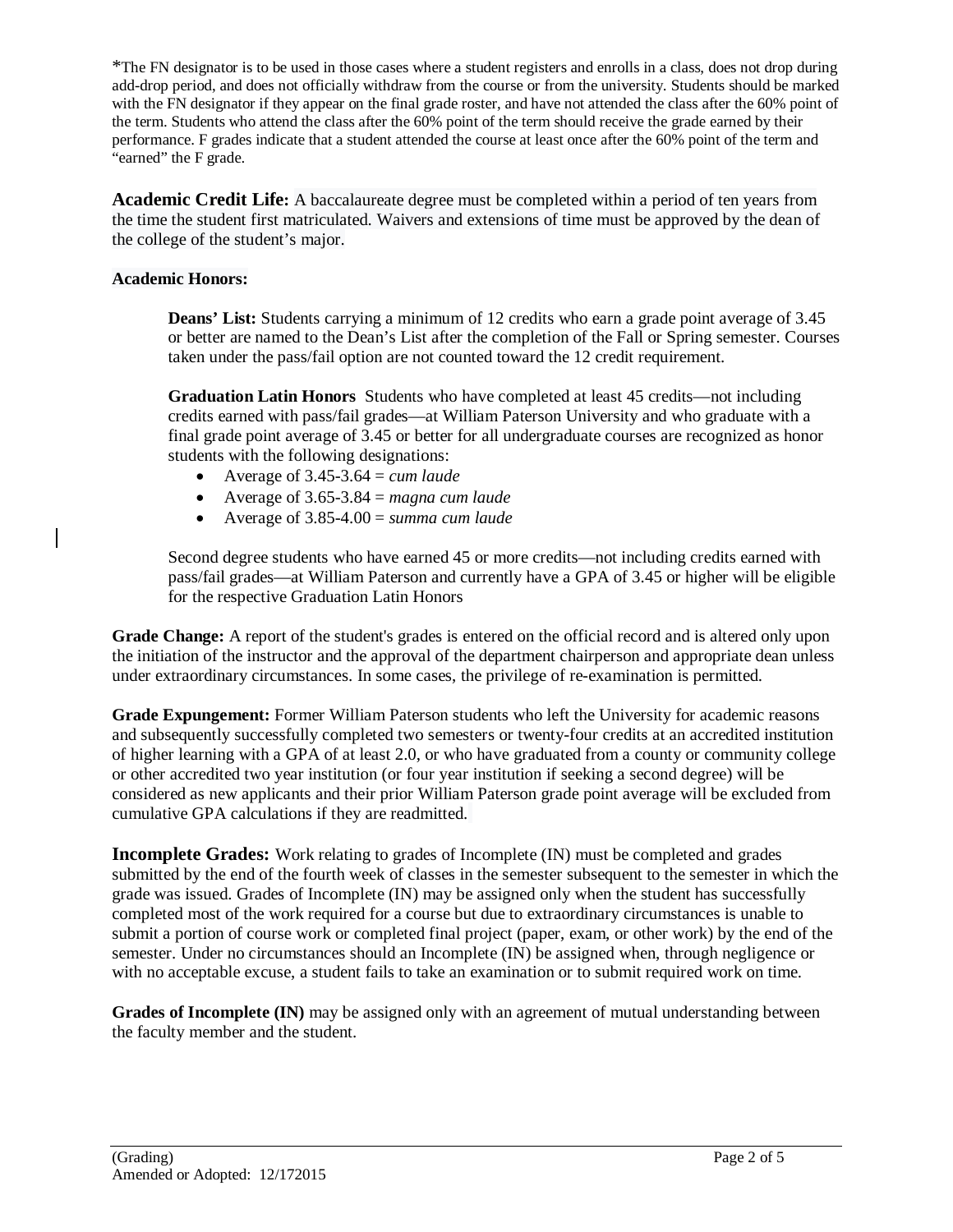*The FN designator is to be used in those cases where a student registers and enrolls in a class, does not drop during add-drop period, and does not officially withdraw from the course or from the university. Students should be marked with the FN designator if they appear on the final grade roster, and have not attended the class after the 60% point of the term. Students who attend the class after the 60% point of the term should receive the grade earned by their performance. F grades indicate that a student attended the course at least once after the 60% point of the term and "earned" the F grade.

**Academic Credit Life:** A baccalaureate degree must be completed within a period of ten years from the time the student first matriculated. Waivers and extensions of time must be approved by the dean of the college of the student's major.

**Academic Honors:**

**Deans' List:** Students carrying a minimum of 12 credits who earn a grade point average of 3.45 or better are named to the Dean's List after the completion of the Fall or Spring semester. Courses taken under the pass/fail option are not counted toward the 12 credit requirement.

**Graduation Latin Honors** Students who have completed at least 45 credits—not including credits earned with pass/fail grades—at William Paterson University and who graduate with a final grade point average of 3.45 or better for all undergraduate courses are recognized as honor students with the following designations:

- Average of 3.45-3.64 = *cum laude*
- Average of 3.65-3.84 = *magna cum laude*
- Average of 3.85-4.00 = *summa cum laude*

Second degree students who have earned 45 or more credits—not including credits earned with pass/fail grades—at William Paterson and currently have a GPA of 3.45 or higher will be eligible for the respective Graduation Latin Honors

**Grade Change:** A report of the student's grades is entered on the official record and is altered only upon the initiation of the instructor and the approval of the department chairperson and appropriate dean unless under extraordinary circumstances. In some cases, the privilege of re-examination is permitted.

**Grade Expungement:** Former William Paterson students who left the University for academic reasons and subsequently successfully completed two semesters or twenty-four credits at an accredited institution of higher learning with a GPA of at least 2.0, or who have graduated from a county or community college or other accredited two year institution (or four year institution if seeking a second degree) will be considered as new applicants and their prior William Paterson grade point average will be excluded from cumulative GPA calculations if they are readmitted.

**Incomplete Grades:** Work relating to grades of Incomplete (IN) must be completed and grades submitted by the end of the fourth week of classes in the semester subsequent to the semester in which the grade was issued. Grades of Incomplete (IN) may be assigned only when the student has successfully completed most of the work required for a course but due to extraordinary circumstances is unable to submit a portion of course work or completed final project (paper, exam, or other work) by the end of the semester. Under no circumstances should an Incomplete (IN) be assigned when, through negligence or with no acceptable excuse, a student fails to take an examination or to submit required work on time.

**Grades of Incomplete (IN)** may be assigned only with an agreement of mutual understanding between the faculty member and the student.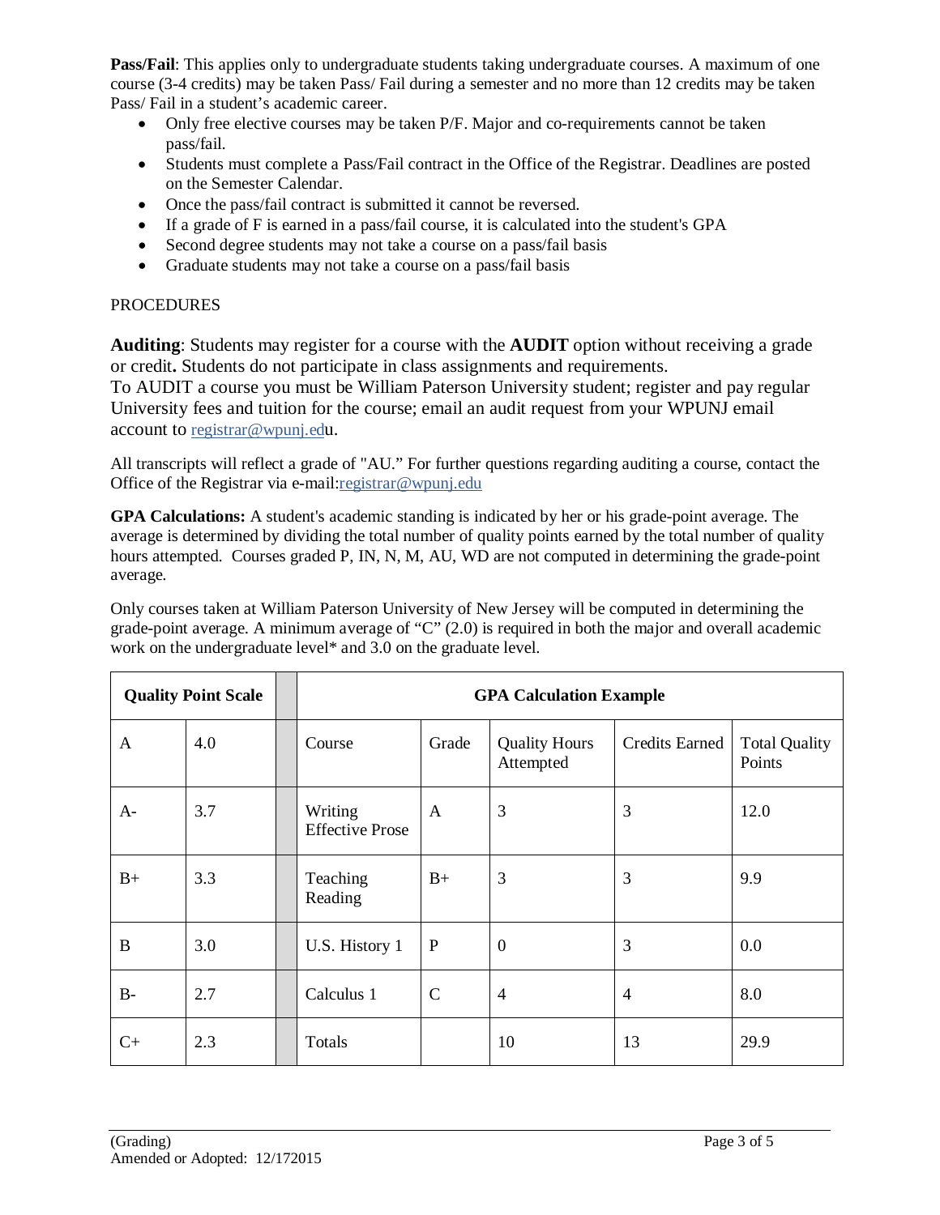**Pass/Fail**: This applies only to undergraduate students taking undergraduate courses. A maximum of one course (3-4 credits) may be taken Pass/ Fail during a semester and no more than 12 credits may be taken Pass/ Fail in a student's academic career.

- Only free elective courses may be taken P/F. Major and co-requirements cannot be taken pass/fail.
- Students must complete a Pass/Fail contract in the Office of the Registrar. Deadlines are posted on the Semester Calendar.
- Once the pass/fail contract is submitted it cannot be reversed.
- If a grade of F is earned in a pass/fail course, it is calculated into the student's GPA
- Second degree students may not take a course on a pass/fail basis
- Graduate students may not take a course on a pass/fail basis

PROCEDURES

**Auditing**: Students may register for a course with the **AUDIT** option without receiving a grade or credit**.** Students do not participate in class assignments and requirements.
To AUDIT a course you must be William Paterson University student; register and pay regular University fees and tuition for the course; email an audit request from your WPUNJ email account to registrar@wpunj.edu.

All transcripts will reflect a grade of "AU." For further questions regarding auditing a course, contact the Office of the Registrar via e-mail:registrar@wpunj.edu

**GPA Calculations:** A student's academic standing is indicated by her or his grade-point average. The average is determined by dividing the total number of quality points earned by the total number of quality hours attempted. Courses graded P, IN, N, M, AU, WD are not computed in determining the grade-point average.

Only courses taken at William Paterson University of New Jersey will be computed in determining the grade-point average. A minimum average of "C" (2.0) is required in both the major and overall academic work on the undergraduate level* and 3.0 on the graduate level.

| Quality Point Scale | | | GPA Calculation Example | | | | |
|---|---|---|---|---|---|---|---|
| A | 4.0 | | Course | Grade | Quality Hours Attempted | Credits Earned | Total Quality Points |
| A- | 3.7 | | Writing Effective Prose | A | 3 | 3 | 12.0 |
| B+ | 3.3 | | Teaching Reading | B+ | 3 | 3 | 9.9 |
| B | 3.0 | | U.S. History 1 | P | 0 | 3 | 0.0 |
| B- | 2.7 | | Calculus 1 | C | 4 | 4 | 8.0 |
| C+ | 2.3 | | Totals | | 10 | 13 | 29.9 |

(Grading)
Amended or Adopted: 12/172015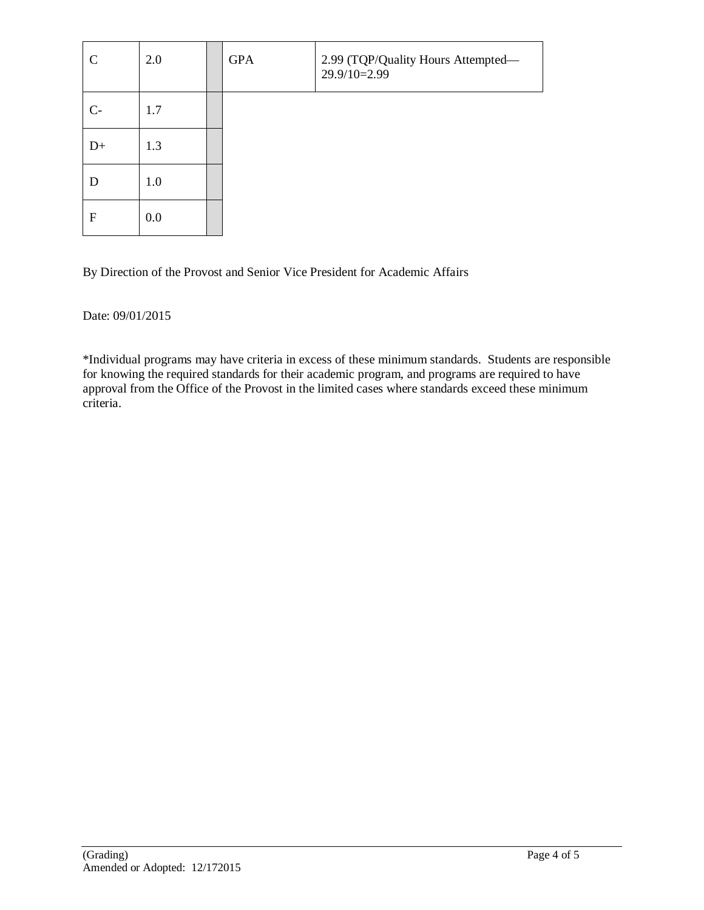| | | | | |
|---|---|---|---|---|
| C | 2.0 | | GPA | 2.99 (TQP/Quality Hours Attempted—29.9/10=2.99 |
| C- | 1.7 | | | |
| D+ | 1.3 | | | |
| D | 1.0 | | | |
| F | 0.0 | | | |

By Direction of the Provost and Senior Vice President for Academic Affairs

Date: 09/01/2015

*Individual programs may have criteria in excess of these minimum standards. Students are responsible for knowing the required standards for their academic program, and programs are required to have approval from the Office of the Provost in the limited cases where standards exceed these minimum criteria.